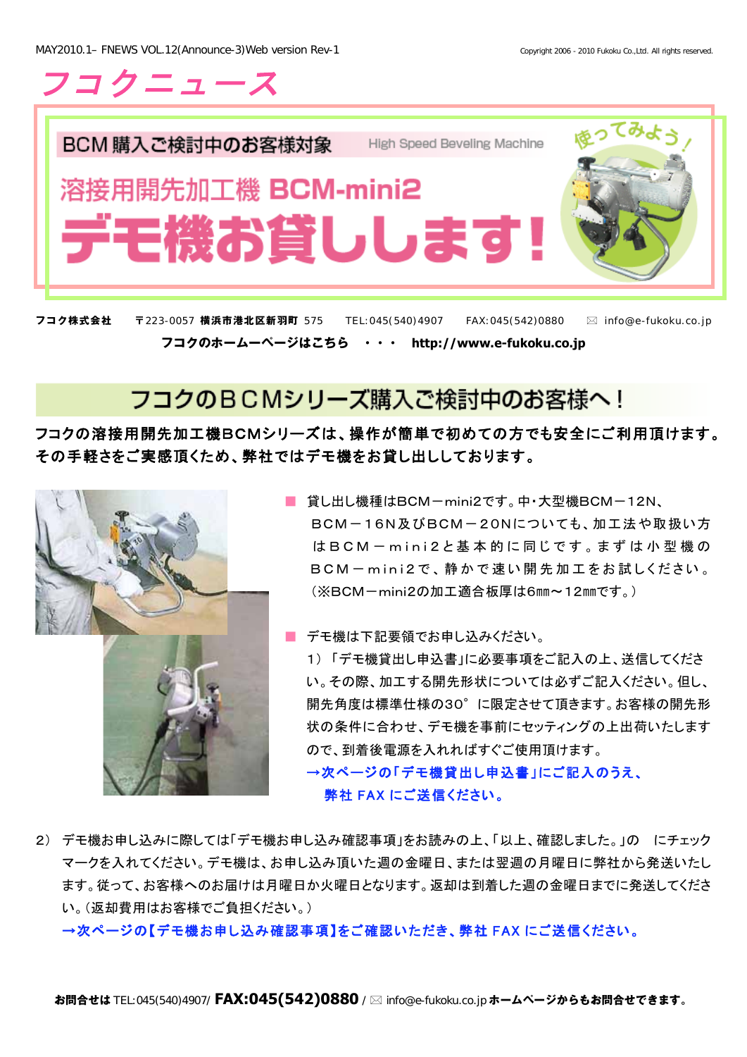# フコクニュース

BCM購入ご検討中のお客様対象　High Speed Beveling Machine

## 溶接用開先加工機 BCM-mini2

# デモ機お貸しします!

使ってみよう!

**フコク株式会社**　〒223-0057 **横浜市港北区新羽町** 575　TEL:045(540)4907　FAX:045(542)0880　✉ info@e-fukoku.co.jp

**フコクのホームーページはこちら　・・・　http://www.e-fukoku.co.jp**

## フコクのＢＣＭシリーズ購入ご検討中のお客様へ！

**フコクの溶接用開先加工機BCMシリーズは、操作が簡単で初めての方でも安全にご利用頂けます。その手軽さをご実感頂くため、弊社ではデモ機をお貸し出ししております。**

■ 貸し出し機種はBCM－mini2です。中・大型機BCM－12N、ＢＣＭ－１６N及びＢＣＭ－２０Nについても、加工法や取扱い方はＢＣＭ－ｍｉｎｉ２と基本的に同じです。まずは小型機のＢＣＭ－ｍｉｎｉ２で、静かで速い開先加工をお試しください。（※BCM－mini2の加工適合板厚は6mm～12mmです。）

■ デモ機は下記要領でお申し込みください。

1）「デモ機貸出し申込書」に必要事項をご記入の上、送信してください。その際、加工する開先形状については必ずご記入ください。但し、開先角度は標準仕様の30°に限定させて頂きます。お客様の開先形状の条件に合わせ、デモ機を事前にセッティングの上出荷いたしますので、到着後電源を入れればすぐご使用頂けます。

**→次ページの「デモ機貸出し申込書」にご記入のうえ、弊社 FAX にご送信ください。**

2）デモ機お申し込みに際しては「デモ機お申し込み確認事項」をお読みの上、「以上、確認しました。」の　にチェックマークを入れてください。デモ機は、お申し込み頂いた週の金曜日、または翌週の月曜日に弊社から発送いたします。従って、お客様へのお届けは月曜日か火曜日となります。返却は到着した週の金曜日までに発送してください。（返却費用はお客様でご負担ください。）

**→次ページの【デモ機お申し込み確認事項】をご確認いただき、弊社 FAX にご送信ください。**

**お問合せは** TEL:045(540)4907/ **FAX:045(542)0880** / ✉ info@e-fukoku.co.jp **ホームページからもお問合せできます。**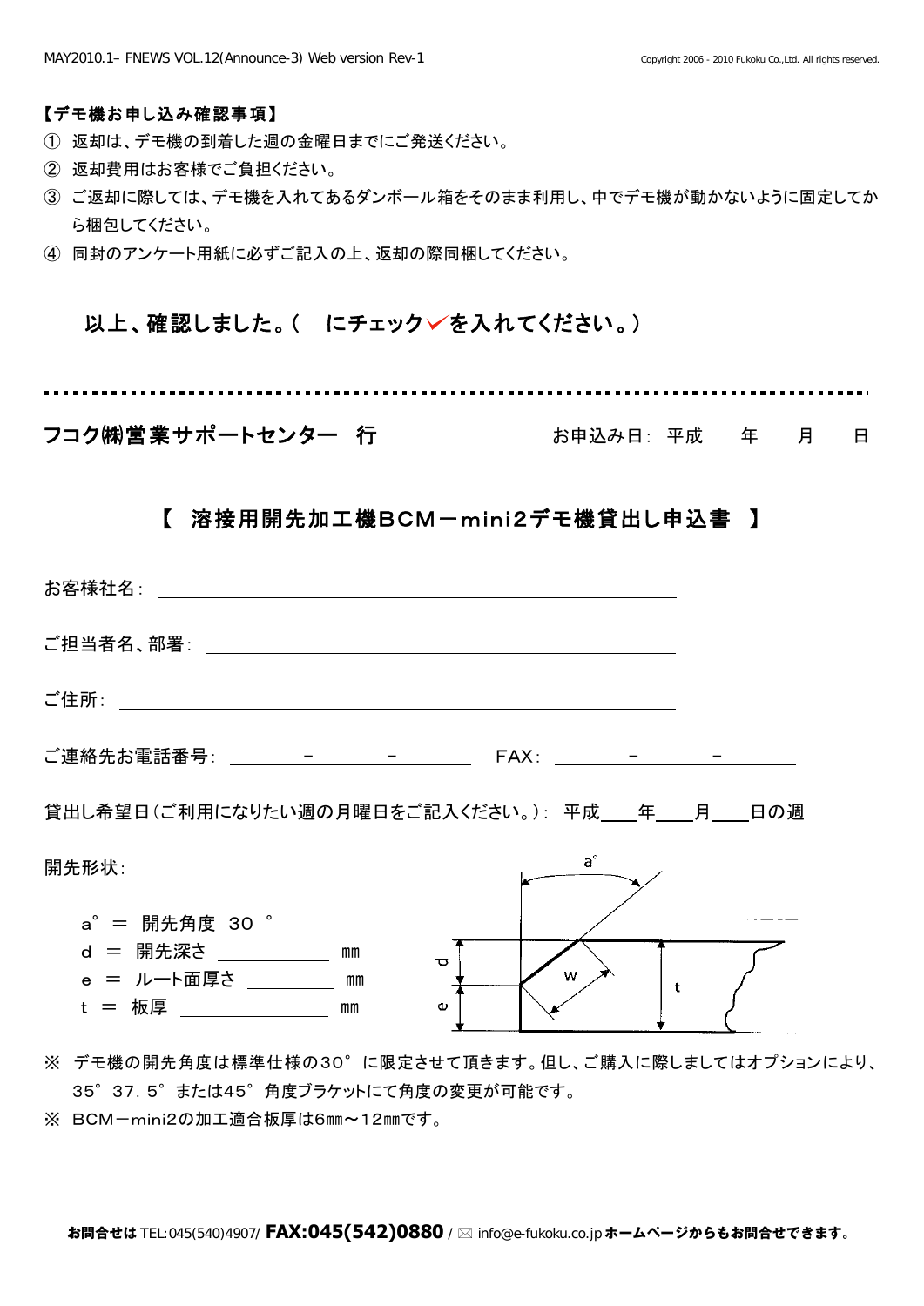【デモ機お申し込み確認事項】

① 返却は、デモ機の到着した週の金曜日までにご発送ください。
② 返却費用はお客様でご負担ください。
③ ご返却に際しては、デモ機を入れてあるダンボール箱をそのまま利用し、中でデモ機が動かないように固定してから梱包してください。
④ 同封のアンケート用紙に必ずご記入の上、返却の際同梱してください。

**以上、確認しました。（　にチェック✓を入れてください。）**

---

**フコク㈱営業サポートセンター　行**　　　　お申込み日：平成　　年　　月　　日

## 【 溶接用開先加工機BCM－mini2デモ機貸出し申込書 】

お客様社名：＿＿＿＿＿＿＿＿＿＿＿＿＿＿＿＿＿＿＿＿

ご担当者名、部署：＿＿＿＿＿＿＿＿＿＿＿＿＿＿＿＿＿＿＿＿

ご住所：＿＿＿＿＿＿＿＿＿＿＿＿＿＿＿＿＿＿＿＿

ご連絡先お電話番号：＿＿＿－＿＿＿－＿＿＿　FAX：＿＿＿－＿＿＿－＿＿＿

貸出し希望日（ご利用になりたい週の月曜日をご記入ください。）：平成＿＿年＿＿月＿＿日の週

開先形状：

a°

d

e

w

t

a°　＝　開先角度　30　°
d　＝　開先深さ ＿＿＿＿＿ ㎜
e　＝　ルート面厚さ ＿＿＿＿＿ ㎜
t　＝　板厚 ＿＿＿＿＿ ㎜

※ デモ機の開先角度は標準仕様の30°に限定させて頂きます。但し、ご購入に際しましてはオプションにより、35°37．5°または45°角度ブラケットにて角度の変更が可能です。

※ BCM－mini2の加工適合板厚は6㎜～12㎜です。

**お問合せは** TEL:045(540)4907/ **FAX:045(542)0880** / ✉ info@e-fukoku.co.jp **ホームページからもお問合せできます。**